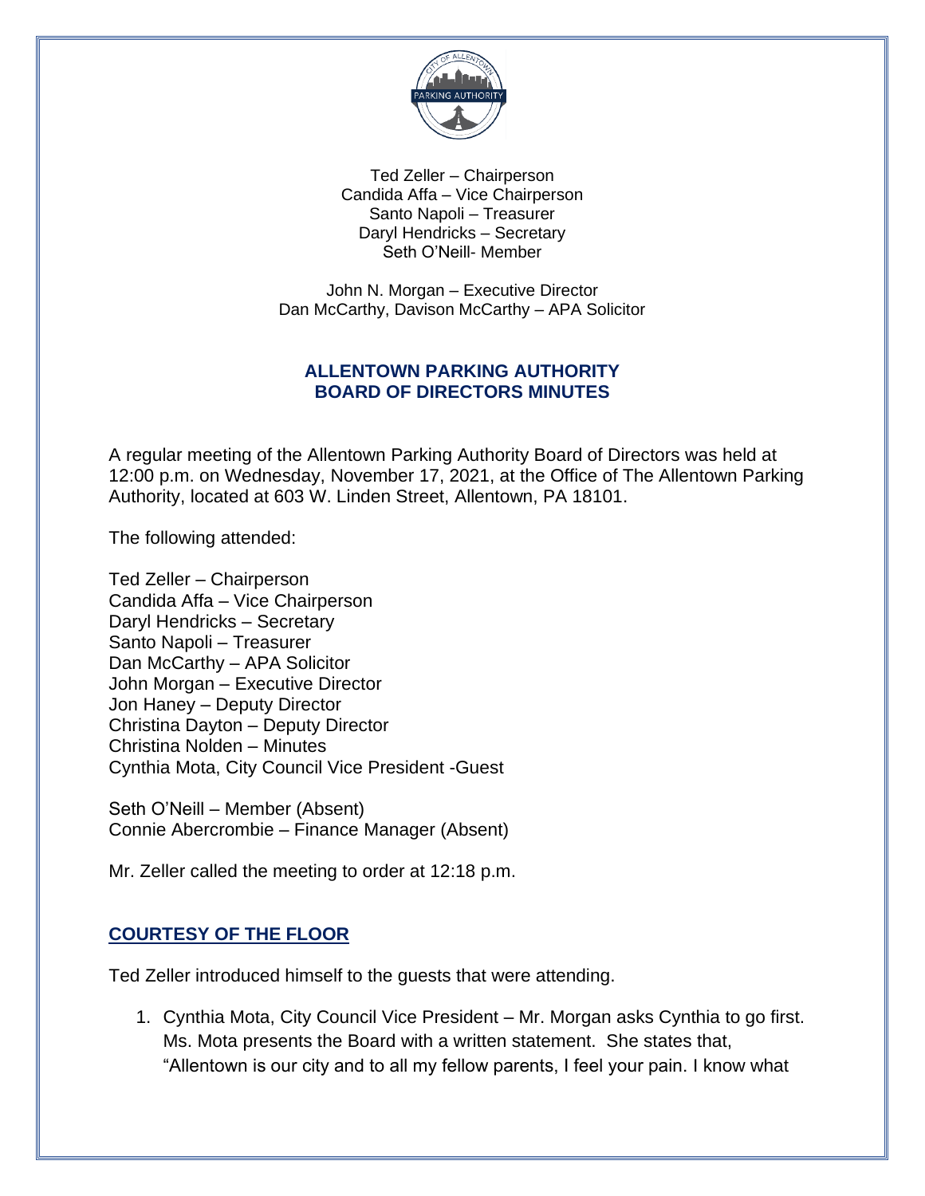Ted Zeller – Chairperson
Candida Affa – Vice Chairperson
Santo Napoli – Treasurer
Daryl Hendricks – Secretary
Seth O'Neill- Member

John N. Morgan – Executive Director
Dan McCarthy, Davison McCarthy – APA Solicitor

## ALLENTOWN PARKING AUTHORITY
## BOARD OF DIRECTORS MINUTES

A regular meeting of the Allentown Parking Authority Board of Directors was held at 12:00 p.m. on Wednesday, November 17, 2021, at the Office of The Allentown Parking Authority, located at 603 W. Linden Street, Allentown, PA 18101.

The following attended:

Ted Zeller – Chairperson
Candida Affa – Vice Chairperson
Daryl Hendricks – Secretary
Santo Napoli – Treasurer
Dan McCarthy – APA Solicitor
John Morgan – Executive Director
Jon Haney – Deputy Director
Christina Dayton – Deputy Director
Christina Nolden – Minutes
Cynthia Mota, City Council Vice President -Guest

Seth O'Neill – Member (Absent)
Connie Abercrombie – Finance Manager (Absent)

Mr. Zeller called the meeting to order at 12:18 p.m.

### COURTESY OF THE FLOOR

Ted Zeller introduced himself to the guests that were attending.

1. Cynthia Mota, City Council Vice President – Mr. Morgan asks Cynthia to go first. Ms. Mota presents the Board with a written statement. She states that, "Allentown is our city and to all my fellow parents, I feel your pain. I know what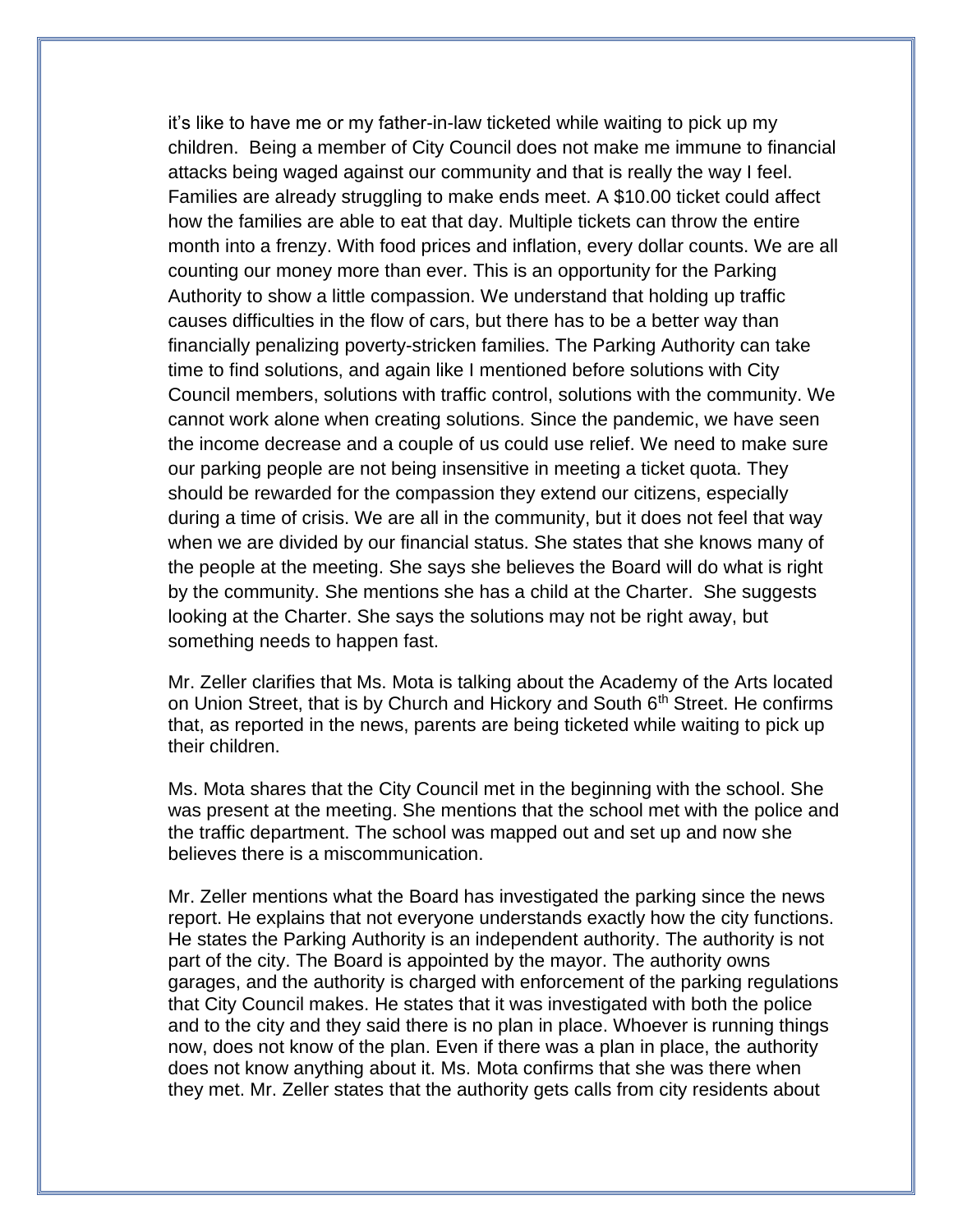it's like to have me or my father-in-law ticketed while waiting to pick up my children. Being a member of City Council does not make me immune to financial attacks being waged against our community and that is really the way I feel. Families are already struggling to make ends meet. A $10.00 ticket could affect how the families are able to eat that day. Multiple tickets can throw the entire month into a frenzy. With food prices and inflation, every dollar counts. We are all counting our money more than ever. This is an opportunity for the Parking Authority to show a little compassion. We understand that holding up traffic causes difficulties in the flow of cars, but there has to be a better way than financially penalizing poverty-stricken families. The Parking Authority can take time to find solutions, and again like I mentioned before solutions with City Council members, solutions with traffic control, solutions with the community. We cannot work alone when creating solutions. Since the pandemic, we have seen the income decrease and a couple of us could use relief. We need to make sure our parking people are not being insensitive in meeting a ticket quota. They should be rewarded for the compassion they extend our citizens, especially during a time of crisis. We are all in the community, but it does not feel that way when we are divided by our financial status. She states that she knows many of the people at the meeting. She says she believes the Board will do what is right by the community. She mentions she has a child at the Charter. She suggests looking at the Charter. She says the solutions may not be right away, but something needs to happen fast.

Mr. Zeller clarifies that Ms. Mota is talking about the Academy of the Arts located on Union Street, that is by Church and Hickory and South 6th Street. He confirms that, as reported in the news, parents are being ticketed while waiting to pick up their children.

Ms. Mota shares that the City Council met in the beginning with the school. She was present at the meeting. She mentions that the school met with the police and the traffic department. The school was mapped out and set up and now she believes there is a miscommunication.

Mr. Zeller mentions what the Board has investigated the parking since the news report. He explains that not everyone understands exactly how the city functions. He states the Parking Authority is an independent authority. The authority is not part of the city. The Board is appointed by the mayor. The authority owns garages, and the authority is charged with enforcement of the parking regulations that City Council makes. He states that it was investigated with both the police and to the city and they said there is no plan in place. Whoever is running things now, does not know of the plan. Even if there was a plan in place, the authority does not know anything about it. Ms. Mota confirms that she was there when they met. Mr. Zeller states that the authority gets calls from city residents about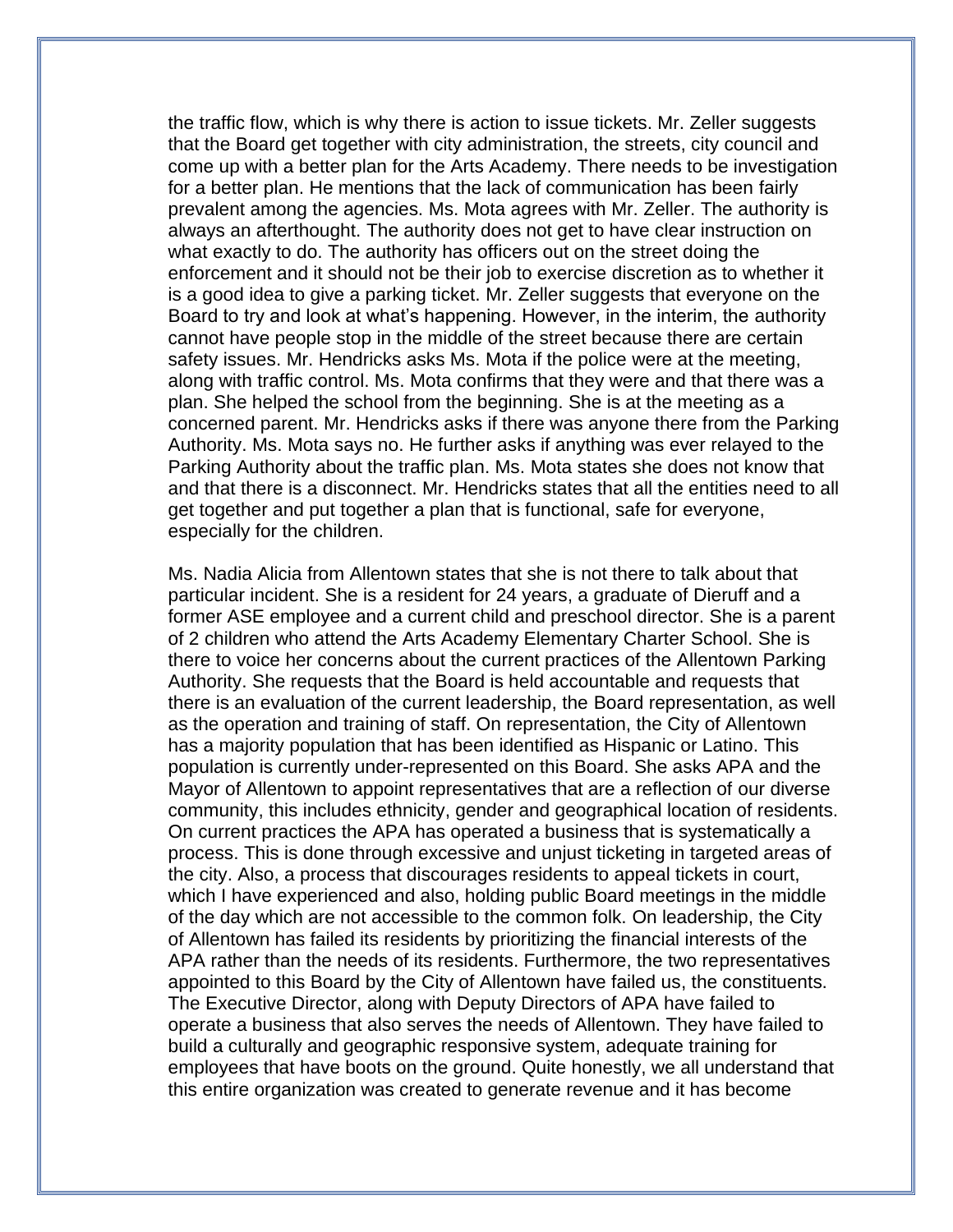the traffic flow, which is why there is action to issue tickets. Mr. Zeller suggests that the Board get together with city administration, the streets, city council and come up with a better plan for the Arts Academy. There needs to be investigation for a better plan. He mentions that the lack of communication has been fairly prevalent among the agencies. Ms. Mota agrees with Mr. Zeller. The authority is always an afterthought. The authority does not get to have clear instruction on what exactly to do. The authority has officers out on the street doing the enforcement and it should not be their job to exercise discretion as to whether it is a good idea to give a parking ticket. Mr. Zeller suggests that everyone on the Board to try and look at what's happening. However, in the interim, the authority cannot have people stop in the middle of the street because there are certain safety issues. Mr. Hendricks asks Ms. Mota if the police were at the meeting, along with traffic control. Ms. Mota confirms that they were and that there was a plan. She helped the school from the beginning. She is at the meeting as a concerned parent. Mr. Hendricks asks if there was anyone there from the Parking Authority. Ms. Mota says no. He further asks if anything was ever relayed to the Parking Authority about the traffic plan. Ms. Mota states she does not know that and that there is a disconnect. Mr. Hendricks states that all the entities need to all get together and put together a plan that is functional, safe for everyone, especially for the children.

Ms. Nadia Alicia from Allentown states that she is not there to talk about that particular incident. She is a resident for 24 years, a graduate of Dieruff and a former ASE employee and a current child and preschool director. She is a parent of 2 children who attend the Arts Academy Elementary Charter School. She is there to voice her concerns about the current practices of the Allentown Parking Authority. She requests that the Board is held accountable and requests that there is an evaluation of the current leadership, the Board representation, as well as the operation and training of staff. On representation, the City of Allentown has a majority population that has been identified as Hispanic or Latino. This population is currently under-represented on this Board. She asks APA and the Mayor of Allentown to appoint representatives that are a reflection of our diverse community, this includes ethnicity, gender and geographical location of residents. On current practices the APA has operated a business that is systematically a process. This is done through excessive and unjust ticketing in targeted areas of the city. Also, a process that discourages residents to appeal tickets in court, which I have experienced and also, holding public Board meetings in the middle of the day which are not accessible to the common folk. On leadership, the City of Allentown has failed its residents by prioritizing the financial interests of the APA rather than the needs of its residents. Furthermore, the two representatives appointed to this Board by the City of Allentown have failed us, the constituents. The Executive Director, along with Deputy Directors of APA have failed to operate a business that also serves the needs of Allentown. They have failed to build a culturally and geographic responsive system, adequate training for employees that have boots on the ground. Quite honestly, we all understand that this entire organization was created to generate revenue and it has become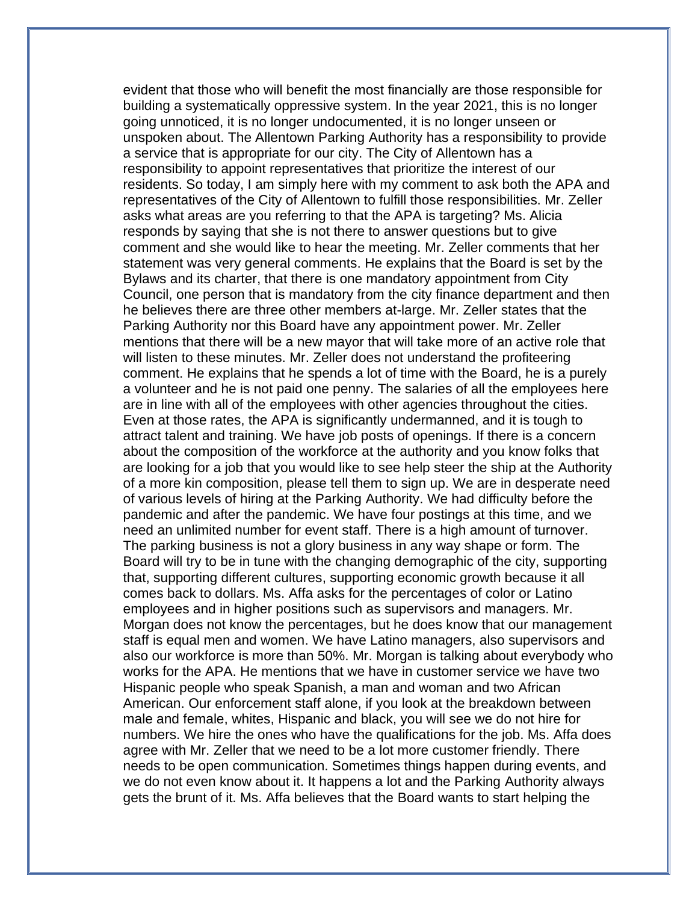evident that those who will benefit the most financially are those responsible for building a systematically oppressive system. In the year 2021, this is no longer going unnoticed, it is no longer undocumented, it is no longer unseen or unspoken about. The Allentown Parking Authority has a responsibility to provide a service that is appropriate for our city. The City of Allentown has a responsibility to appoint representatives that prioritize the interest of our residents. So today, I am simply here with my comment to ask both the APA and representatives of the City of Allentown to fulfill those responsibilities. Mr. Zeller asks what areas are you referring to that the APA is targeting? Ms. Alicia responds by saying that she is not there to answer questions but to give comment and she would like to hear the meeting. Mr. Zeller comments that her statement was very general comments. He explains that the Board is set by the Bylaws and its charter, that there is one mandatory appointment from City Council, one person that is mandatory from the city finance department and then he believes there are three other members at-large. Mr. Zeller states that the Parking Authority nor this Board have any appointment power. Mr. Zeller mentions that there will be a new mayor that will take more of an active role that will listen to these minutes. Mr. Zeller does not understand the profiteering comment. He explains that he spends a lot of time with the Board, he is a purely a volunteer and he is not paid one penny. The salaries of all the employees here are in line with all of the employees with other agencies throughout the cities. Even at those rates, the APA is significantly undermanned, and it is tough to attract talent and training. We have job posts of openings. If there is a concern about the composition of the workforce at the authority and you know folks that are looking for a job that you would like to see help steer the ship at the Authority of a more kin composition, please tell them to sign up. We are in desperate need of various levels of hiring at the Parking Authority. We had difficulty before the pandemic and after the pandemic. We have four postings at this time, and we need an unlimited number for event staff. There is a high amount of turnover. The parking business is not a glory business in any way shape or form. The Board will try to be in tune with the changing demographic of the city, supporting that, supporting different cultures, supporting economic growth because it all comes back to dollars. Ms. Affa asks for the percentages of color or Latino employees and in higher positions such as supervisors and managers. Mr. Morgan does not know the percentages, but he does know that our management staff is equal men and women. We have Latino managers, also supervisors and also our workforce is more than 50%. Mr. Morgan is talking about everybody who works for the APA. He mentions that we have in customer service we have two Hispanic people who speak Spanish, a man and woman and two African American. Our enforcement staff alone, if you look at the breakdown between male and female, whites, Hispanic and black, you will see we do not hire for numbers. We hire the ones who have the qualifications for the job. Ms. Affa does agree with Mr. Zeller that we need to be a lot more customer friendly. There needs to be open communication. Sometimes things happen during events, and we do not even know about it. It happens a lot and the Parking Authority always gets the brunt of it. Ms. Affa believes that the Board wants to start helping the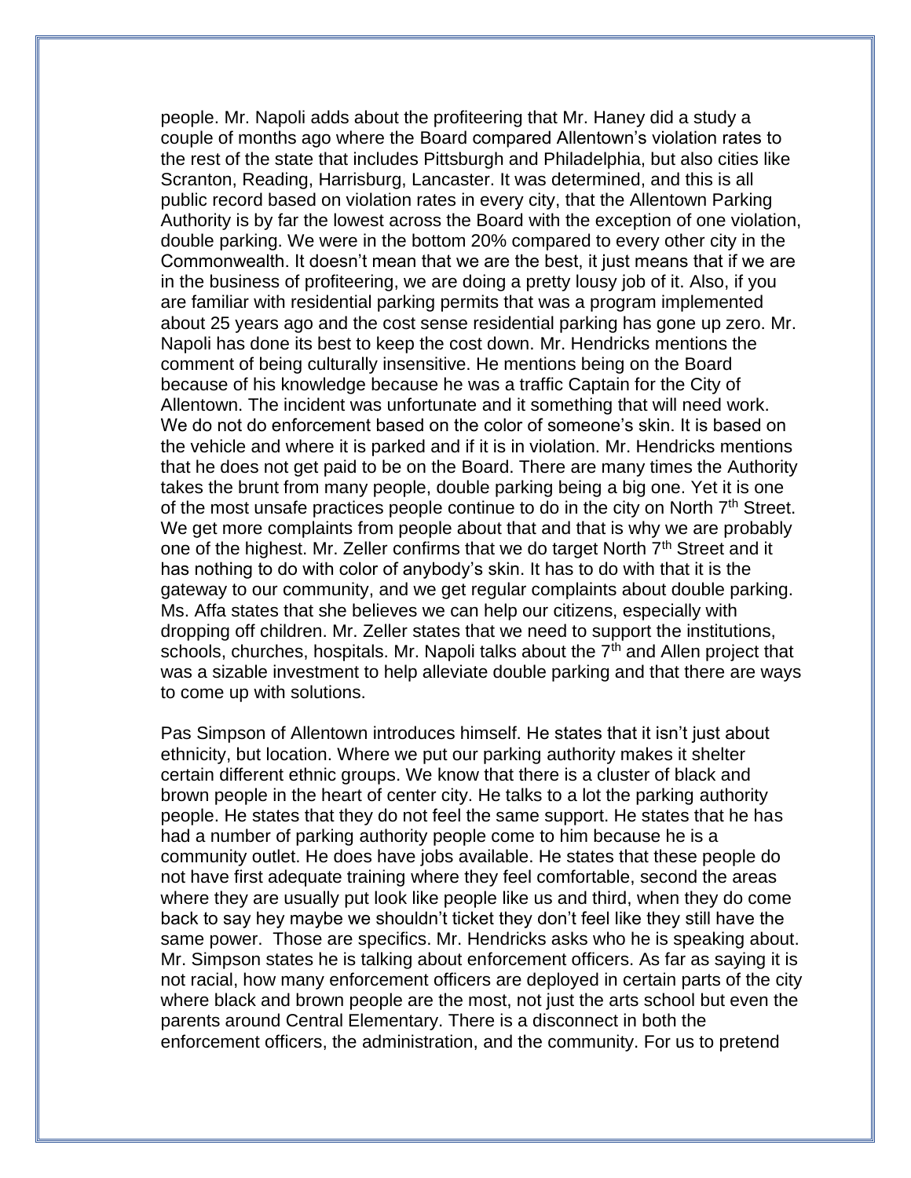people. Mr. Napoli adds about the profiteering that Mr. Haney did a study a couple of months ago where the Board compared Allentown's violation rates to the rest of the state that includes Pittsburgh and Philadelphia, but also cities like Scranton, Reading, Harrisburg, Lancaster. It was determined, and this is all public record based on violation rates in every city, that the Allentown Parking Authority is by far the lowest across the Board with the exception of one violation, double parking. We were in the bottom 20% compared to every other city in the Commonwealth. It doesn't mean that we are the best, it just means that if we are in the business of profiteering, we are doing a pretty lousy job of it. Also, if you are familiar with residential parking permits that was a program implemented about 25 years ago and the cost sense residential parking has gone up zero. Mr. Napoli has done its best to keep the cost down. Mr. Hendricks mentions the comment of being culturally insensitive. He mentions being on the Board because of his knowledge because he was a traffic Captain for the City of Allentown. The incident was unfortunate and it something that will need work. We do not do enforcement based on the color of someone's skin. It is based on the vehicle and where it is parked and if it is in violation. Mr. Hendricks mentions that he does not get paid to be on the Board. There are many times the Authority takes the brunt from many people, double parking being a big one. Yet it is one of the most unsafe practices people continue to do in the city on North 7th Street. We get more complaints from people about that and that is why we are probably one of the highest. Mr. Zeller confirms that we do target North 7th Street and it has nothing to do with color of anybody's skin. It has to do with that it is the gateway to our community, and we get regular complaints about double parking. Ms. Affa states that she believes we can help our citizens, especially with dropping off children. Mr. Zeller states that we need to support the institutions, schools, churches, hospitals. Mr. Napoli talks about the 7th and Allen project that was a sizable investment to help alleviate double parking and that there are ways to come up with solutions.

Pas Simpson of Allentown introduces himself. He states that it isn't just about ethnicity, but location. Where we put our parking authority makes it shelter certain different ethnic groups. We know that there is a cluster of black and brown people in the heart of center city. He talks to a lot the parking authority people. He states that they do not feel the same support. He states that he has had a number of parking authority people come to him because he is a community outlet. He does have jobs available. He states that these people do not have first adequate training where they feel comfortable, second the areas where they are usually put look like people like us and third, when they do come back to say hey maybe we shouldn't ticket they don't feel like they still have the same power. Those are specifics. Mr. Hendricks asks who he is speaking about. Mr. Simpson states he is talking about enforcement officers. As far as saying it is not racial, how many enforcement officers are deployed in certain parts of the city where black and brown people are the most, not just the arts school but even the parents around Central Elementary. There is a disconnect in both the enforcement officers, the administration, and the community. For us to pretend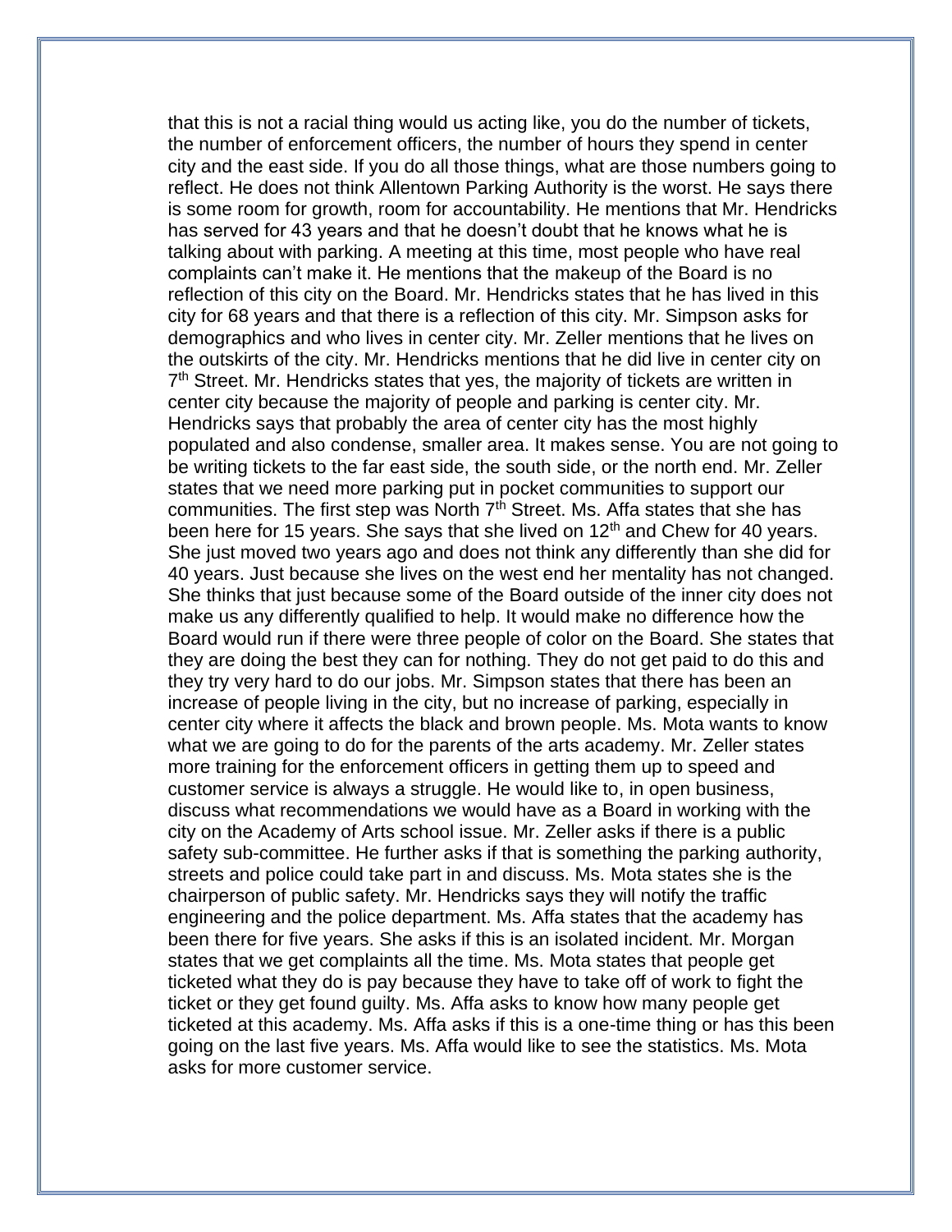that this is not a racial thing would us acting like, you do the number of tickets, the number of enforcement officers, the number of hours they spend in center city and the east side. If you do all those things, what are those numbers going to reflect. He does not think Allentown Parking Authority is the worst. He says there is some room for growth, room for accountability. He mentions that Mr. Hendricks has served for 43 years and that he doesn't doubt that he knows what he is talking about with parking. A meeting at this time, most people who have real complaints can't make it. He mentions that the makeup of the Board is no reflection of this city on the Board. Mr. Hendricks states that he has lived in this city for 68 years and that there is a reflection of this city. Mr. Simpson asks for demographics and who lives in center city. Mr. Zeller mentions that he lives on the outskirts of the city. Mr. Hendricks mentions that he did live in center city on 7th Street. Mr. Hendricks states that yes, the majority of tickets are written in center city because the majority of people and parking is center city. Mr. Hendricks says that probably the area of center city has the most highly populated and also condense, smaller area. It makes sense. You are not going to be writing tickets to the far east side, the south side, or the north end. Mr. Zeller states that we need more parking put in pocket communities to support our communities. The first step was North 7th Street. Ms. Affa states that she has been here for 15 years. She says that she lived on 12th and Chew for 40 years. She just moved two years ago and does not think any differently than she did for 40 years. Just because she lives on the west end her mentality has not changed. She thinks that just because some of the Board outside of the inner city does not make us any differently qualified to help. It would make no difference how the Board would run if there were three people of color on the Board. She states that they are doing the best they can for nothing. They do not get paid to do this and they try very hard to do our jobs. Mr. Simpson states that there has been an increase of people living in the city, but no increase of parking, especially in center city where it affects the black and brown people. Ms. Mota wants to know what we are going to do for the parents of the arts academy. Mr. Zeller states more training for the enforcement officers in getting them up to speed and customer service is always a struggle. He would like to, in open business, discuss what recommendations we would have as a Board in working with the city on the Academy of Arts school issue. Mr. Zeller asks if there is a public safety sub-committee. He further asks if that is something the parking authority, streets and police could take part in and discuss. Ms. Mota states she is the chairperson of public safety. Mr. Hendricks says they will notify the traffic engineering and the police department. Ms. Affa states that the academy has been there for five years. She asks if this is an isolated incident. Mr. Morgan states that we get complaints all the time. Ms. Mota states that people get ticketed what they do is pay because they have to take off of work to fight the ticket or they get found guilty. Ms. Affa asks to know how many people get ticketed at this academy. Ms. Affa asks if this is a one-time thing or has this been going on the last five years. Ms. Affa would like to see the statistics. Ms. Mota asks for more customer service.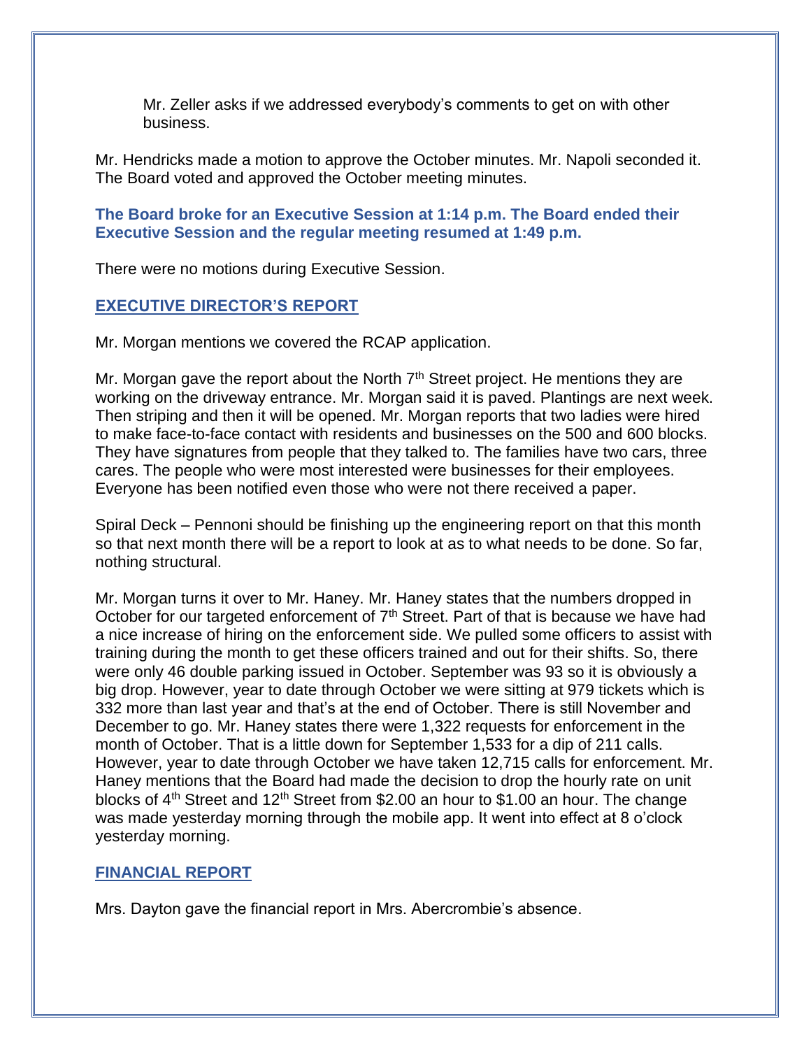Mr. Zeller asks if we addressed everybody's comments to get on with other business.

Mr. Hendricks made a motion to approve the October minutes. Mr. Napoli seconded it. The Board voted and approved the October meeting minutes.

**The Board broke for an Executive Session at 1:14 p.m. The Board ended their Executive Session and the regular meeting resumed at 1:49 p.m.**

There were no motions during Executive Session.

## EXECUTIVE DIRECTOR'S REPORT

Mr. Morgan mentions we covered the RCAP application.

Mr. Morgan gave the report about the North 7th Street project. He mentions they are working on the driveway entrance. Mr. Morgan said it is paved. Plantings are next week. Then striping and then it will be opened. Mr. Morgan reports that two ladies were hired to make face-to-face contact with residents and businesses on the 500 and 600 blocks. They have signatures from people that they talked to. The families have two cars, three cares. The people who were most interested were businesses for their employees. Everyone has been notified even those who were not there received a paper.

Spiral Deck – Pennoni should be finishing up the engineering report on that this month so that next month there will be a report to look at as to what needs to be done. So far, nothing structural.

Mr. Morgan turns it over to Mr. Haney. Mr. Haney states that the numbers dropped in October for our targeted enforcement of 7th Street. Part of that is because we have had a nice increase of hiring on the enforcement side. We pulled some officers to assist with training during the month to get these officers trained and out for their shifts. So, there were only 46 double parking issued in October. September was 93 so it is obviously a big drop. However, year to date through October we were sitting at 979 tickets which is 332 more than last year and that's at the end of October. There is still November and December to go. Mr. Haney states there were 1,322 requests for enforcement in the month of October. That is a little down for September 1,533 for a dip of 211 calls. However, year to date through October we have taken 12,715 calls for enforcement. Mr. Haney mentions that the Board had made the decision to drop the hourly rate on unit blocks of 4th Street and 12th Street from $2.00 an hour to $1.00 an hour. The change was made yesterday morning through the mobile app. It went into effect at 8 o'clock yesterday morning.

## FINANCIAL REPORT

Mrs. Dayton gave the financial report in Mrs. Abercrombie's absence.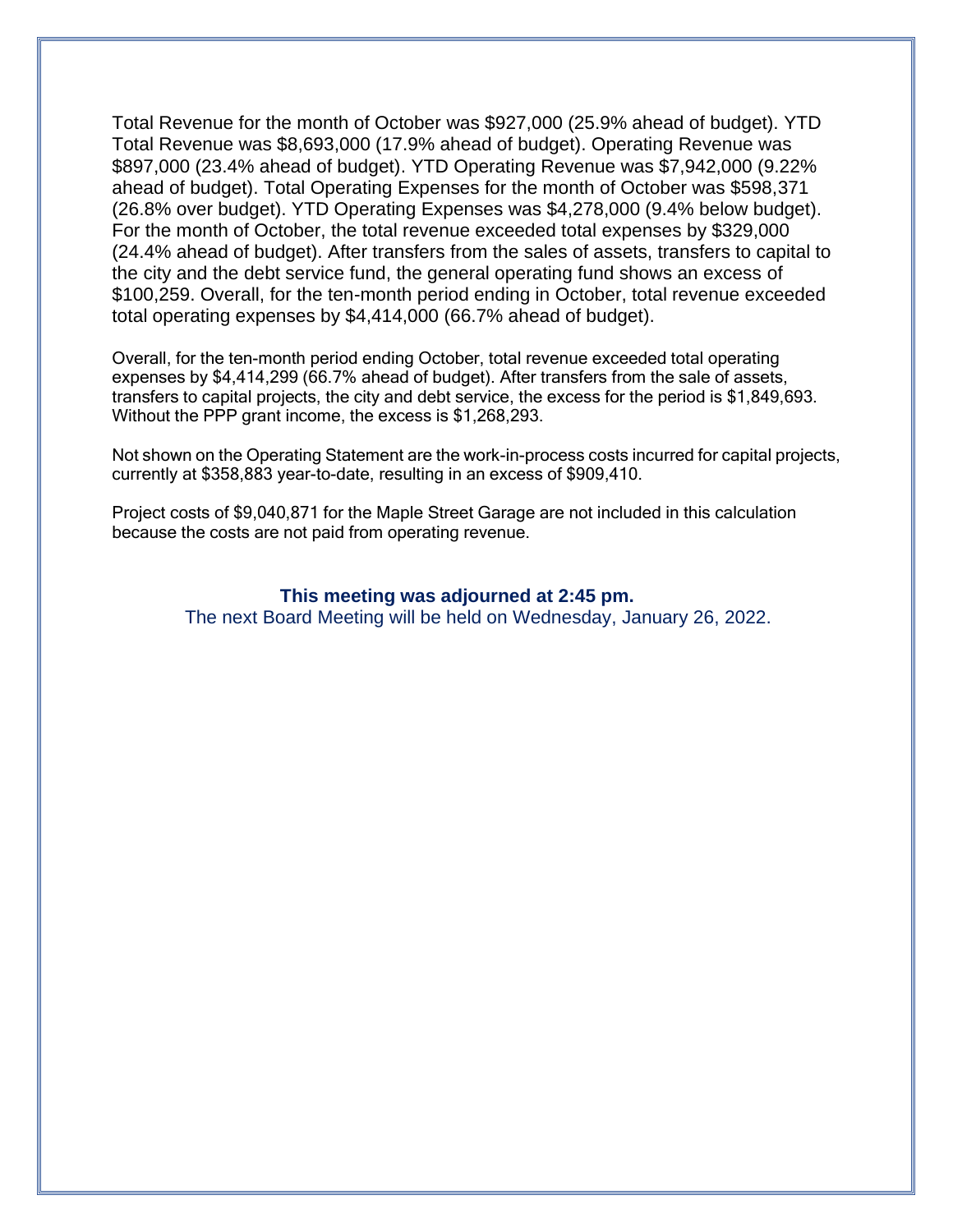Total Revenue for the month of October was $927,000 (25.9% ahead of budget). YTD Total Revenue was $8,693,000 (17.9% ahead of budget). Operating Revenue was $897,000 (23.4% ahead of budget). YTD Operating Revenue was $7,942,000 (9.22% ahead of budget). Total Operating Expenses for the month of October was $598,371 (26.8% over budget). YTD Operating Expenses was $4,278,000 (9.4% below budget). For the month of October, the total revenue exceeded total expenses by $329,000 (24.4% ahead of budget). After transfers from the sales of assets, transfers to capital to the city and the debt service fund, the general operating fund shows an excess of $100,259. Overall, for the ten-month period ending in October, total revenue exceeded total operating expenses by $4,414,000 (66.7% ahead of budget).

Overall, for the ten-month period ending October, total revenue exceeded total operating expenses by $4,414,299 (66.7% ahead of budget). After transfers from the sale of assets, transfers to capital projects, the city and debt service, the excess for the period is $1,849,693. Without the PPP grant income, the excess is $1,268,293.

Not shown on the Operating Statement are the work-in-process costs incurred for capital projects, currently at $358,883 year-to-date, resulting in an excess of $909,410.

Project costs of $9,040,871 for the Maple Street Garage are not included in this calculation because the costs are not paid from operating revenue.

**This meeting was adjourned at 2:45 pm.**

The next Board Meeting will be held on Wednesday, January 26, 2022.